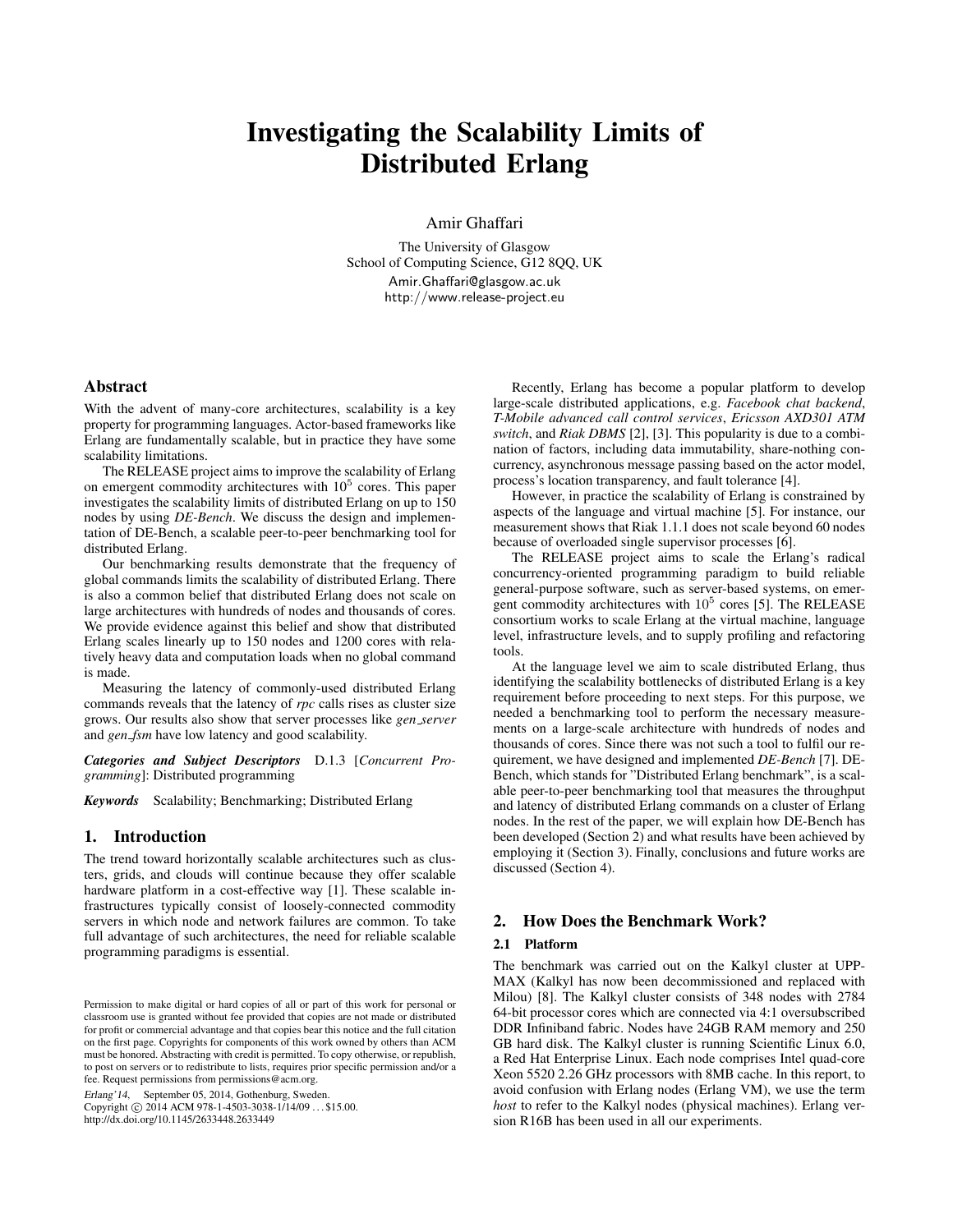# Investigating the Scalability Limits of Distributed Erlang

Amir Ghaffari

The University of Glasgow
School of Computing Science, G12 8QQ, UK
Amir.Ghaffari@glasgow.ac.uk
http://www.release-project.eu

## Abstract

With the advent of many-core architectures, scalability is a key property for programming languages. Actor-based frameworks like Erlang are fundamentally scalable, but in practice they have some scalability limitations.

The RELEASE project aims to improve the scalability of Erlang on emergent commodity architectures with $10^5$ cores. This paper investigates the scalability limits of distributed Erlang on up to 150 nodes by using *DE-Bench*. We discuss the design and implementation of DE-Bench, a scalable peer-to-peer benchmarking tool for distributed Erlang.

Our benchmarking results demonstrate that the frequency of global commands limits the scalability of distributed Erlang. There is also a common belief that distributed Erlang does not scale on large architectures with hundreds of nodes and thousands of cores. We provide evidence against this belief and show that distributed Erlang scales linearly up to 150 nodes and 1200 cores with relatively heavy data and computation loads when no global command is made.

Measuring the latency of commonly-used distributed Erlang commands reveals that the latency of *rpc* calls rises as cluster size grows. Our results also show that server processes like *gen_server* and *gen_fsm* have low latency and good scalability.

***Categories and Subject Descriptors*** D.1.3 [*Concurrent Programming*]: Distributed programming

***Keywords*** Scalability; Benchmarking; Distributed Erlang

## 1. Introduction

The trend toward horizontally scalable architectures such as clusters, grids, and clouds will continue because they offer scalable hardware platform in a cost-effective way [1]. These scalable infrastructures typically consist of loosely-connected commodity servers in which node and network failures are common. To take full advantage of such architectures, the need for reliable scalable programming paradigms is essential.

Permission to make digital or hard copies of all or part of this work for personal or classroom use is granted without fee provided that copies are not made or distributed for profit or commercial advantage and that copies bear this notice and the full citation on the first page. Copyrights for components of this work owned by others than ACM must be honored. Abstracting with credit is permitted. To copy otherwise, or republish, to post on servers or to redistribute to lists, requires prior specific permission and/or a fee. Request permissions from permissions@acm.org.

*Erlang'14*, September 05, 2014, Gothenburg, Sweden.
Copyright © 2014 ACM 978-1-4503-3038-1/14/09 . . . $15.00.
http://dx.doi.org/10.1145/2633448.2633449

Recently, Erlang has become a popular platform to develop large-scale distributed applications, e.g. *Facebook chat backend*, *T-Mobile advanced call control services*, *Ericsson AXD301 ATM switch*, and *Riak DBMS* [2], [3]. This popularity is due to a combination of factors, including data immutability, share-nothing concurrency, asynchronous message passing based on the actor model, process's location transparency, and fault tolerance [4].

However, in practice the scalability of Erlang is constrained by aspects of the language and virtual machine [5]. For instance, our measurement shows that Riak 1.1.1 does not scale beyond 60 nodes because of overloaded single supervisor processes [6].

The RELEASE project aims to scale the Erlang's radical concurrency-oriented programming paradigm to build reliable general-purpose software, such as server-based systems, on emergent commodity architectures with $10^5$ cores [5]. The RELEASE consortium works to scale Erlang at the virtual machine, language level, infrastructure levels, and to supply profiling and refactoring tools.

At the language level we aim to scale distributed Erlang, thus identifying the scalability bottlenecks of distributed Erlang is a key requirement before proceeding to next steps. For this purpose, we needed a benchmarking tool to perform the necessary measurements on a large-scale architecture with hundreds of nodes and thousands of cores. Since there was not such a tool to fulfil our requirement, we have designed and implemented *DE-Bench* [7]. DE-Bench, which stands for "Distributed Erlang benchmark", is a scalable peer-to-peer benchmarking tool that measures the throughput and latency of distributed Erlang commands on a cluster of Erlang nodes. In the rest of the paper, we will explain how DE-Bench has been developed (Section 2) and what results have been achieved by employing it (Section 3). Finally, conclusions and future works are discussed (Section 4).

## 2. How Does the Benchmark Work?

### 2.1 Platform

The benchmark was carried out on the Kalkyl cluster at UPPMAX (Kalkyl has now been decommissioned and replaced with Milou) [8]. The Kalkyl cluster consists of 348 nodes with 2784 64-bit processor cores which are connected via 4:1 oversubscribed DDR Infiniband fabric. Nodes have 24GB RAM memory and 250 GB hard disk. The Kalkyl cluster is running Scientific Linux 6.0, a Red Hat Enterprise Linux. Each node comprises Intel quad-core Xeon 5520 2.26 GHz processors with 8MB cache. In this report, to avoid confusion with Erlang nodes (Erlang VM), we use the term *host* to refer to the Kalkyl nodes (physical machines). Erlang version R16B has been used in all our experiments.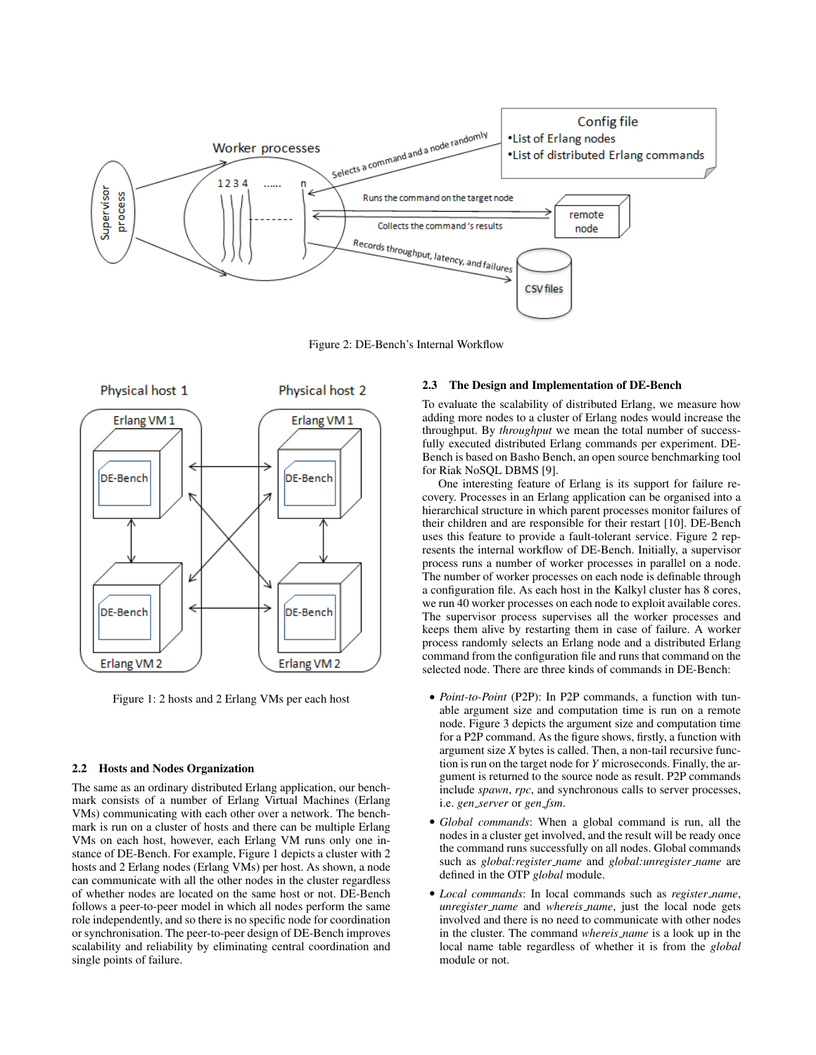Figure 2: DE-Bench's Internal Workflow

Figure 1: 2 hosts and 2 Erlang VMs per each host

### 2.2 Hosts and Nodes Organization

The same as an ordinary distributed Erlang application, our benchmark consists of a number of Erlang Virtual Machines (Erlang VMs) communicating with each other over a network. The benchmark is run on a cluster of hosts and there can be multiple Erlang VMs on each host, however, each Erlang VM runs only one instance of DE-Bench. For example, Figure 1 depicts a cluster with 2 hosts and 2 Erlang nodes (Erlang VMs) per host. As shown, a node can communicate with all the other nodes in the cluster regardless of whether nodes are located on the same host or not. DE-Bench follows a peer-to-peer model in which all nodes perform the same role independently, and so there is no specific node for coordination or synchronisation. The peer-to-peer design of DE-Bench improves scalability and reliability by eliminating central coordination and single points of failure.

### 2.3 The Design and Implementation of DE-Bench

To evaluate the scalability of distributed Erlang, we measure how adding more nodes to a cluster of Erlang nodes would increase the throughput. By *throughput* we mean the total number of successfully executed distributed Erlang commands per experiment. DE-Bench is based on Basho Bench, an open source benchmarking tool for Riak NoSQL DBMS [9].

One interesting feature of Erlang is its support for failure recovery. Processes in an Erlang application can be organised into a hierarchical structure in which parent processes monitor failures of their children and are responsible for their restart [10]. DE-Bench uses this feature to provide a fault-tolerant service. Figure 2 represents the internal workflow of DE-Bench. Initially, a supervisor process runs a number of worker processes in parallel on a node. The number of worker processes on each node is definable through a configuration file. As each host in the Kalkyl cluster has 8 cores, we run 40 worker processes on each node to exploit available cores. The supervisor process supervises all the worker processes and keeps them alive by restarting them in case of failure. A worker process randomly selects an Erlang node and a distributed Erlang command from the configuration file and runs that command on the selected node. There are three kinds of commands in DE-Bench:

- *Point-to-Point* (P2P): In P2P commands, a function with tunable argument size and computation time is run on a remote node. Figure 3 depicts the argument size and computation time for a P2P command. As the figure shows, firstly, a function with argument size *X* bytes is called. Then, a non-tail recursive function is run on the target node for *Y* microseconds. Finally, the argument is returned to the source node as result. P2P commands include *spawn*, *rpc*, and synchronous calls to server processes, i.e. *gen_server* or *gen_fsm*.
- *Global commands*: When a global command is run, all the nodes in a cluster get involved, and the result will be ready once the command runs successfully on all nodes. Global commands such as *global:register_name* and *global:unregister_name* are defined in the OTP *global* module.
- *Local commands*: In local commands such as *register_name*, *unregister_name* and *whereis_name*, just the local node gets involved and there is no need to communicate with other nodes in the cluster. The command *whereis_name* is a look up in the local name table regardless of whether it is from the *global* module or not.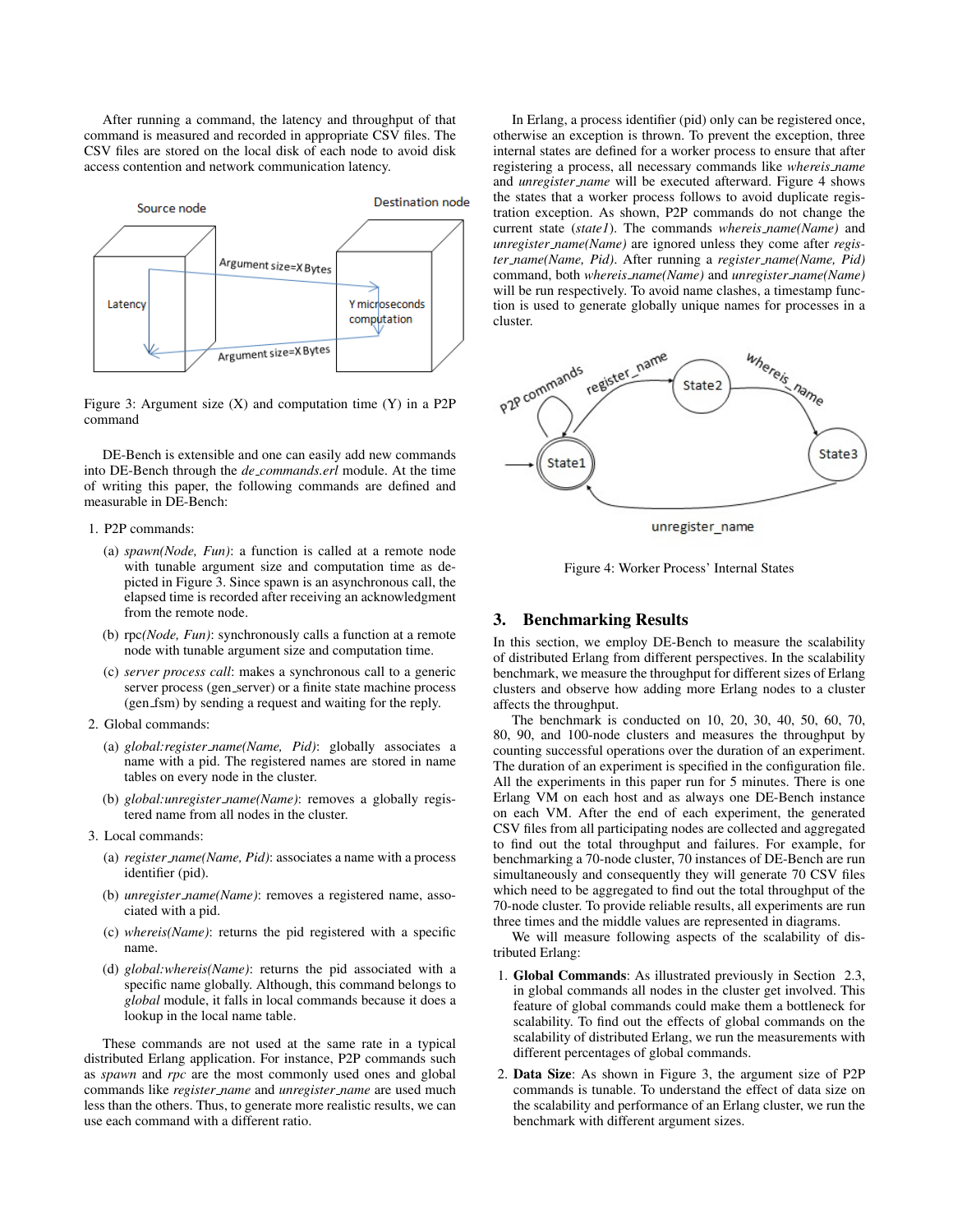After running a command, the latency and throughput of that command is measured and recorded in appropriate CSV files. The CSV files are stored on the local disk of each node to avoid disk access contention and network communication latency.

Figure 3: Argument size (X) and computation time (Y) in a P2P command

DE-Bench is extensible and one can easily add new commands into DE-Bench through the *de_commands.erl* module. At the time of writing this paper, the following commands are defined and measurable in DE-Bench:

1. P2P commands:
   (a) *spawn(Node, Fun)*: a function is called at a remote node with tunable argument size and computation time as depicted in Figure 3. Since spawn is an asynchronous call, the elapsed time is recorded after receiving an acknowledgment from the remote node.
   (b) rpc*(Node, Fun)*: synchronously calls a function at a remote node with tunable argument size and computation time.
   (c) *server process call*: makes a synchronous call to a generic server process (gen_server) or a finite state machine process (gen_fsm) by sending a request and waiting for the reply.
2. Global commands:
   (a) *global:register_name(Name, Pid)*: globally associates a name with a pid. The registered names are stored in name tables on every node in the cluster.
   (b) *global:unregister_name(Name)*: removes a globally registered name from all nodes in the cluster.
3. Local commands:
   (a) *register_name(Name, Pid)*: associates a name with a process identifier (pid).
   (b) *unregister_name(Name)*: removes a registered name, associated with a pid.
   (c) *whereis(Name)*: returns the pid registered with a specific name.
   (d) *global:whereis(Name)*: returns the pid associated with a specific name globally. Although, this command belongs to *global* module, it falls in local commands because it does a lookup in the local name table.

These commands are not used at the same rate in a typical distributed Erlang application. For instance, P2P commands such as *spawn* and *rpc* are the most commonly used ones and global commands like *register_name* and *unregister_name* are used much less than the others. Thus, to generate more realistic results, we can use each command with a different ratio.

In Erlang, a process identifier (pid) only can be registered once, otherwise an exception is thrown. To prevent the exception, three internal states are defined for a worker process to ensure that after registering a process, all necessary commands like *whereis_name* and *unregister_name* will be executed afterward. Figure 4 shows the states that a worker process follows to avoid duplicate registration exception. As shown, P2P commands do not change the current state (*state1*). The commands *whereis_name(Name)* and *unregister_name(Name)* are ignored unless they come after *register_name(Name, Pid)*. After running a *register_name(Name, Pid)* command, both *whereis_name(Name)* and *unregister_name(Name)* will be run respectively. To avoid name clashes, a timestamp function is used to generate globally unique names for processes in a cluster.

Figure 4: Worker Process' Internal States

## 3. Benchmarking Results

In this section, we employ DE-Bench to measure the scalability of distributed Erlang from different perspectives. In the scalability benchmark, we measure the throughput for different sizes of Erlang clusters and observe how adding more Erlang nodes to a cluster affects the throughput.

The benchmark is conducted on 10, 20, 30, 40, 50, 60, 70, 80, 90, and 100-node clusters and measures the throughput by counting successful operations over the duration of an experiment. The duration of an experiment is specified in the configuration file. All the experiments in this paper run for 5 minutes. There is one Erlang VM on each host and as always one DE-Bench instance on each VM. After the end of each experiment, the generated CSV files from all participating nodes are collected and aggregated to find out the total throughput and failures. For example, for benchmarking a 70-node cluster, 70 instances of DE-Bench are run simultaneously and consequently they will generate 70 CSV files which need to be aggregated to find out the total throughput of the 70-node cluster. To provide reliable results, all experiments are run three times and the middle values are represented in diagrams.

We will measure following aspects of the scalability of distributed Erlang:

1. **Global Commands**: As illustrated previously in Section 2.3, in global commands all nodes in the cluster get involved. This feature of global commands could make them a bottleneck for scalability. To find out the effects of global commands on the scalability of distributed Erlang, we run the measurements with different percentages of global commands.
2. **Data Size**: As shown in Figure 3, the argument size of P2P commands is tunable. To understand the effect of data size on the scalability and performance of an Erlang cluster, we run the benchmark with different argument sizes.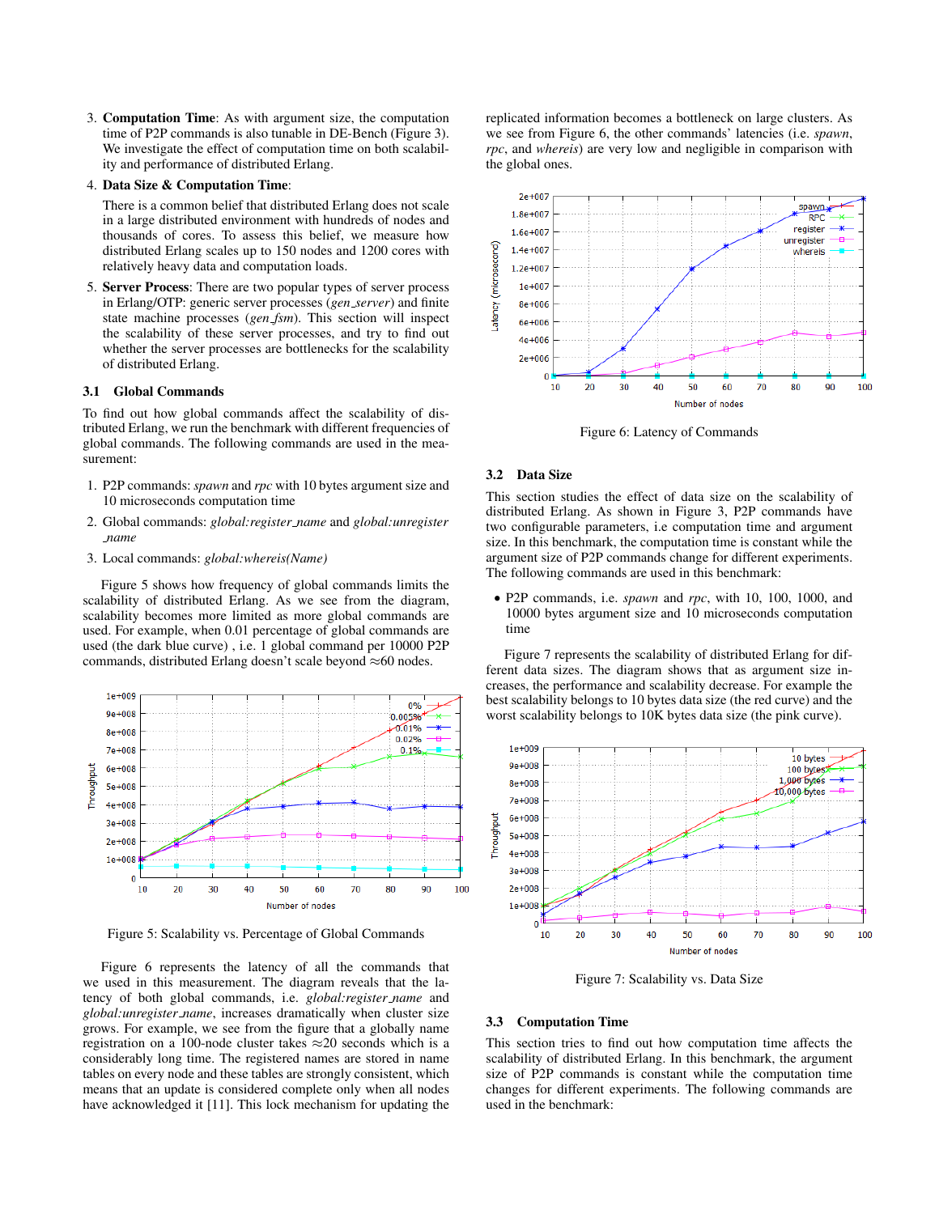3. **Computation Time**: As with argument size, the computation time of P2P commands is also tunable in DE-Bench (Figure 3). We investigate the effect of computation time on both scalability and performance of distributed Erlang.

4. **Data Size & Computation Time**:

   There is a common belief that distributed Erlang does not scale in a large distributed environment with hundreds of nodes and thousands of cores. To assess this belief, we measure how distributed Erlang scales up to 150 nodes and 1200 cores with relatively heavy data and computation loads.

5. **Server Process**: There are two popular types of server process in Erlang/OTP: generic server processes (*gen_server*) and finite state machine processes (*gen_fsm*). This section will inspect the scalability of these server processes, and try to find out whether the server processes are bottlenecks for the scalability of distributed Erlang.

### 3.1 Global Commands

To find out how global commands affect the scalability of distributed Erlang, we run the benchmark with different frequencies of global commands. The following commands are used in the measurement:

1. P2P commands: *spawn* and *rpc* with 10 bytes argument size and 10 microseconds computation time
2. Global commands: *global:register_name* and *global:unregister_name*
3. Local commands: *global:whereis(Name)*

Figure 5 shows how frequency of global commands limits the scalability of distributed Erlang. As we see from the diagram, scalability becomes more limited as more global commands are used. For example, when 0.01 percentage of global commands are used (the dark blue curve) , i.e. 1 global command per 10000 P2P commands, distributed Erlang doesn't scale beyond ≈60 nodes.

Figure 5: Scalability vs. Percentage of Global Commands

Figure 6 represents the latency of all the commands that we used in this measurement. The diagram reveals that the latency of both global commands, i.e. *global:register_name* and *global:unregister_name*, increases dramatically when cluster size grows. For example, we see from the figure that a globally name registration on a 100-node cluster takes ≈20 seconds which is a considerably long time. The registered names are stored in name tables on every node and these tables are strongly consistent, which means that an update is considered complete only when all nodes have acknowledged it [11]. This lock mechanism for updating the replicated information becomes a bottleneck on large clusters. As we see from Figure 6, the other commands' latencies (i.e. *spawn*, *rpc*, and *whereis*) are very low and negligible in comparison with the global ones.

Figure 6: Latency of Commands

### 3.2 Data Size

This section studies the effect of data size on the scalability of distributed Erlang. As shown in Figure 3, P2P commands have two configurable parameters, i.e computation time and argument size. In this benchmark, the computation time is constant while the argument size of P2P commands change for different experiments. The following commands are used in this benchmark:

- P2P commands, i.e. *spawn* and *rpc*, with 10, 100, 1000, and 10000 bytes argument size and 10 microseconds computation time

Figure 7 represents the scalability of distributed Erlang for different data sizes. The diagram shows that as argument size increases, the performance and scalability decrease. For example the best scalability belongs to 10 bytes data size (the red curve) and the worst scalability belongs to 10K bytes data size (the pink curve).

Figure 7: Scalability vs. Data Size

### 3.3 Computation Time

This section tries to find out how computation time affects the scalability of distributed Erlang. In this benchmark, the argument size of P2P commands is constant while the computation time changes for different experiments. The following commands are used in the benchmark: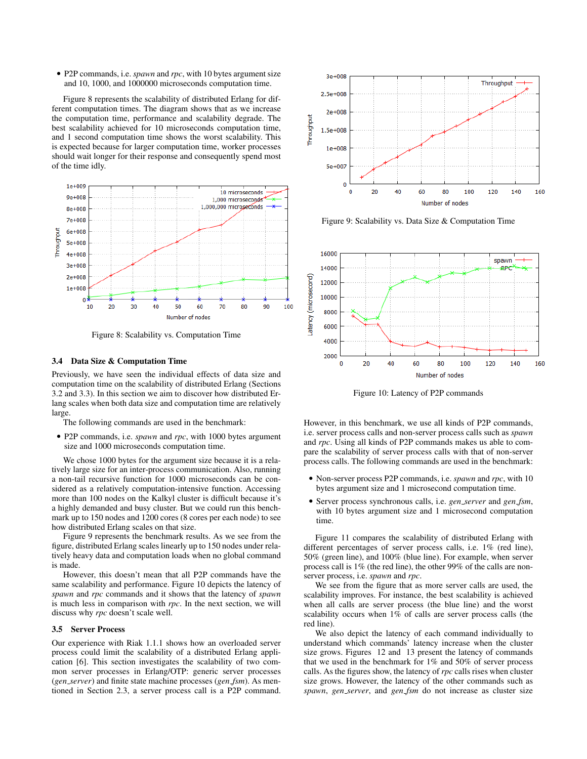- P2P commands, i.e. *spawn* and *rpc*, with 10 bytes argument size and 10, 1000, and 1000000 microseconds computation time.

Figure 8 represents the scalability of distributed Erlang for different computation times. The diagram shows that as we increase the computation time, performance and scalability degrade. The best scalability achieved for 10 microseconds computation time, and 1 second computation time shows the worst scalability. This is expected because for larger computation time, worker processes should wait longer for their response and consequently spend most of the time idly.

Figure 8: Scalability vs. Computation Time

### 3.4 Data Size & Computation Time

Previously, we have seen the individual effects of data size and computation time on the scalability of distributed Erlang (Sections 3.2 and 3.3). In this section we aim to discover how distributed Erlang scales when both data size and computation time are relatively large.

The following commands are used in the benchmark:

- P2P commands, i.e. *spawn* and *rpc*, with 1000 bytes argument size and 1000 microseconds computation time.

We chose 1000 bytes for the argument size because it is a relatively large size for an inter-process communication. Also, running a non-tail recursive function for 1000 microseconds can be considered as a relatively computation-intensive function. Accessing more than 100 nodes on the Kalkyl cluster is difficult because it's a highly demanded and busy cluster. But we could run this benchmark up to 150 nodes and 1200 cores (8 cores per each node) to see how distributed Erlang scales on that size.

Figure 9 represents the benchmark results. As we see from the figure, distributed Erlang scales linearly up to 150 nodes under relatively heavy data and computation loads when no global command is made.

However, this doesn't mean that all P2P commands have the same scalability and performance. Figure 10 depicts the latency of *spawn* and *rpc* commands and it shows that the latency of *spawn* is much less in comparison with *rpc*. In the next section, we will discuss why *rpc* doesn't scale well.

### 3.5 Server Process

Our experience with Riak 1.1.1 shows how an overloaded server process could limit the scalability of a distributed Erlang application [6]. This section investigates the scalability of two common server processes in Erlang/OTP: generic server processes (*gen_server*) and finite state machine processes (*gen_fsm*). As mentioned in Section 2.3, a server process call is a P2P command. However, in this benchmark, we use all kinds of P2P commands, i.e. server process calls and non-server process calls such as *spawn* and *rpc*. Using all kinds of P2P commands makes us able to compare the scalability of server process calls with that of non-server process calls. The following commands are used in the benchmark:

Figure 9: Scalability vs. Data Size & Computation Time

Figure 10: Latency of P2P commands

- Non-server process P2P commands, i.e. *spawn* and *rpc*, with 10 bytes argument size and 1 microsecond computation time.
- Server process synchronous calls, i.e. *gen_server* and *gen_fsm*, with 10 bytes argument size and 1 microsecond computation time.

Figure 11 compares the scalability of distributed Erlang with different percentages of server process calls, i.e. 1% (red line), 50% (green line), and 100% (blue line). For example, when server process call is 1% (the red line), the other 99% of the calls are non-server process, i.e. *spawn* and *rpc*.

We see from the figure that as more server calls are used, the scalability improves. For instance, the best scalability is achieved when all calls are server process (the blue line) and the worst scalability occurs when 1% of calls are server process calls (the red line).

We also depict the latency of each command individually to understand which commands' latency increase when the cluster size grows. Figures 12 and 13 present the latency of commands that we used in the benchmark for 1% and 50% of server process calls. As the figures show, the latency of *rpc* calls rises when cluster size grows. However, the latency of the other commands such as *spawn*, *gen_server*, and *gen_fsm* do not increase as cluster size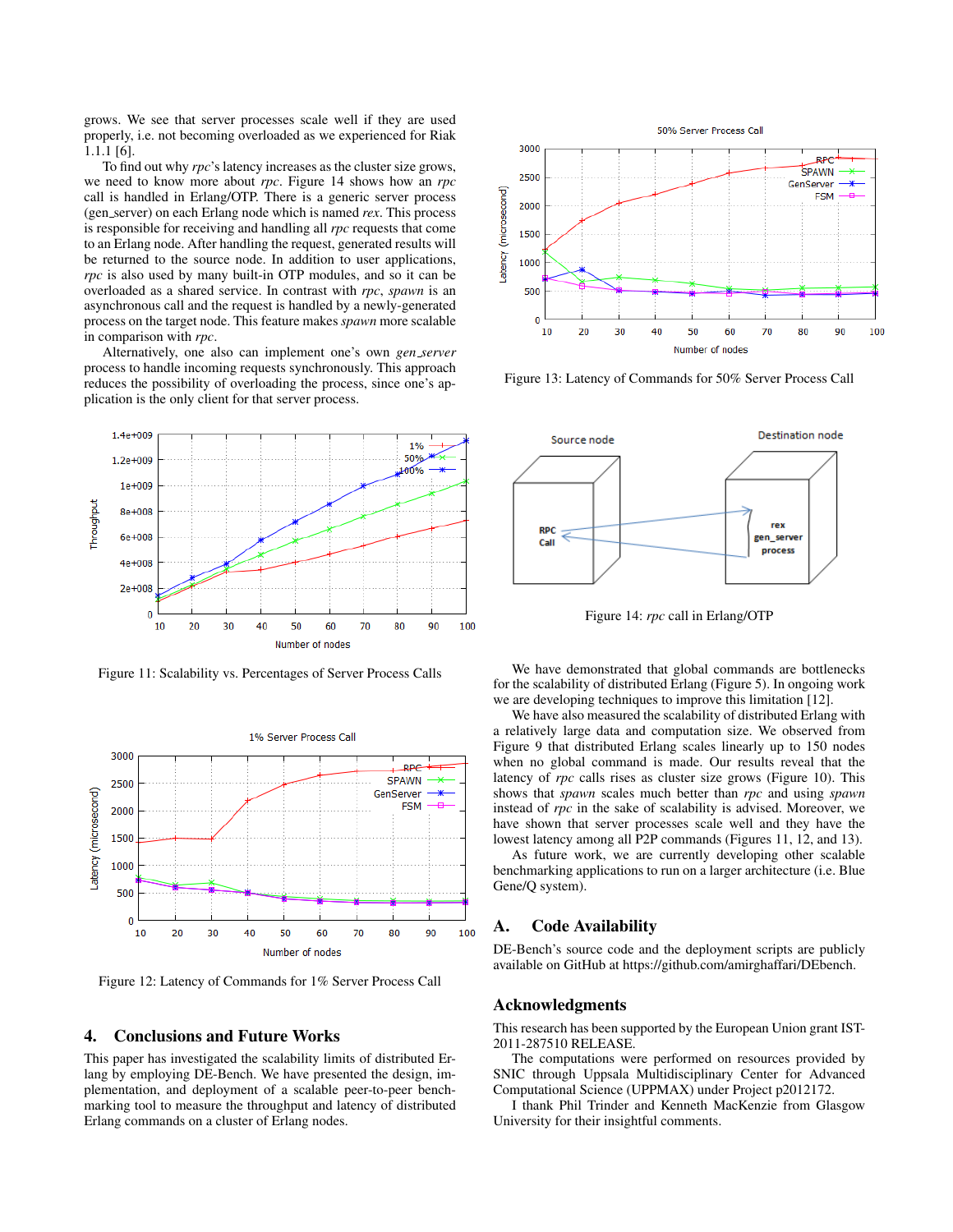grows. We see that server processes scale well if they are used properly, i.e. not becoming overloaded as we experienced for Riak 1.1.1 [6].

To find out why *rpc*'s latency increases as the cluster size grows, we need to know more about *rpc*. Figure 14 shows how an *rpc* call is handled in Erlang/OTP. There is a generic server process (gen_server) on each Erlang node which is named *rex*. This process is responsible for receiving and handling all *rpc* requests that come to an Erlang node. After handling the request, generated results will be returned to the source node. In addition to user applications, *rpc* is also used by many built-in OTP modules, and so it can be overloaded as a shared service. In contrast with *rpc*, *spawn* is an asynchronous call and the request is handled by a newly-generated process on the target node. This feature makes *spawn* more scalable in comparison with *rpc*.

Alternatively, one also can implement one's own *gen_server* process to handle incoming requests synchronously. This approach reduces the possibility of overloading the process, since one's application is the only client for that server process.

Figure 11: Scalability vs. Percentages of Server Process Calls

Figure 12: Latency of Commands for 1% Server Process Call

Figure 13: Latency of Commands for 50% Server Process Call

Figure 14: *rpc* call in Erlang/OTP

## 4. Conclusions and Future Works

This paper has investigated the scalability limits of distributed Erlang by employing DE-Bench. We have presented the design, implementation, and deployment of a scalable peer-to-peer benchmarking tool to measure the throughput and latency of distributed Erlang commands on a cluster of Erlang nodes.

We have demonstrated that global commands are bottlenecks for the scalability of distributed Erlang (Figure 5). In ongoing work we are developing techniques to improve this limitation [12].

We have also measured the scalability of distributed Erlang with a relatively large data and computation size. We observed from Figure 9 that distributed Erlang scales linearly up to 150 nodes when no global command is made. Our results reveal that the latency of *rpc* calls rises as cluster size grows (Figure 10). This shows that *spawn* scales much better than *rpc* and using *spawn* instead of *rpc* in the sake of scalability is advised. Moreover, we have shown that server processes scale well and they have the lowest latency among all P2P commands (Figures 11, 12, and 13).

As future work, we are currently developing other scalable benchmarking applications to run on a larger architecture (i.e. Blue Gene/Q system).

## A. Code Availability

DE-Bench's source code and the deployment scripts are publicly available on GitHub at https://github.com/amirghaffari/DEbench.

## Acknowledgments

This research has been supported by the European Union grant IST-2011-287510 RELEASE.

The computations were performed on resources provided by SNIC through Uppsala Multidisciplinary Center for Advanced Computational Science (UPPMAX) under Project p2012172.

I thank Phil Trinder and Kenneth MacKenzie from Glasgow University for their insightful comments.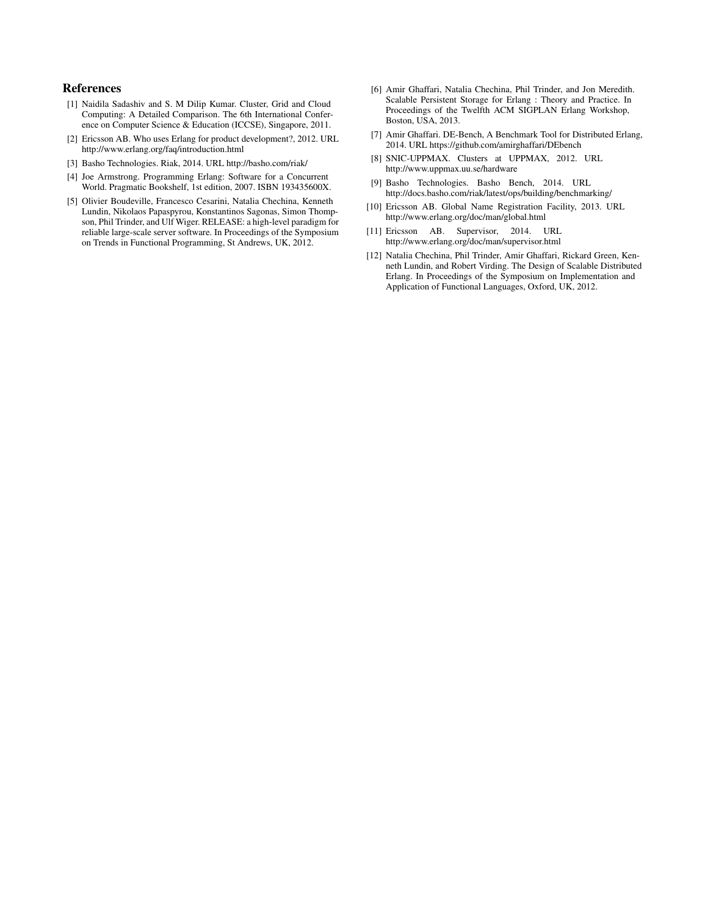## References

[1] Naidila Sadashiv and S. M Dilip Kumar. Cluster, Grid and Cloud Computing: A Detailed Comparison. The 6th International Conference on Computer Science & Education (ICCSE), Singapore, 2011.

[2] Ericsson AB. Who uses Erlang for product development?, 2012. URL http://www.erlang.org/faq/introduction.html

[3] Basho Technologies. Riak, 2014. URL http://basho.com/riak/

[4] Joe Armstrong. Programming Erlang: Software for a Concurrent World. Pragmatic Bookshelf, 1st edition, 2007. ISBN 193435600X.

[5] Olivier Boudeville, Francesco Cesarini, Natalia Chechina, Kenneth Lundin, Nikolaos Papaspyrou, Konstantinos Sagonas, Simon Thompson, Phil Trinder, and Ulf Wiger. RELEASE: a high-level paradigm for reliable large-scale server software. In Proceedings of the Symposium on Trends in Functional Programming, St Andrews, UK, 2012.

[6] Amir Ghaffari, Natalia Chechina, Phil Trinder, and Jon Meredith. Scalable Persistent Storage for Erlang : Theory and Practice. In Proceedings of the Twelfth ACM SIGPLAN Erlang Workshop, Boston, USA, 2013.

[7] Amir Ghaffari. DE-Bench, A Benchmark Tool for Distributed Erlang, 2014. URL https://github.com/amirghaffari/DEbench

[8] SNIC-UPPMAX. Clusters at UPPMAX, 2012. URL http://www.uppmax.uu.se/hardware

[9] Basho Technologies. Basho Bench, 2014. URL http://docs.basho.com/riak/latest/ops/building/benchmarking/

[10] Ericsson AB. Global Name Registration Facility, 2013. URL http://www.erlang.org/doc/man/global.html

[11] Ericsson AB. Supervisor, 2014. URL http://www.erlang.org/doc/man/supervisor.html

[12] Natalia Chechina, Phil Trinder, Amir Ghaffari, Rickard Green, Kenneth Lundin, and Robert Virding. The Design of Scalable Distributed Erlang. In Proceedings of the Symposium on Implementation and Application of Functional Languages, Oxford, UK, 2012.